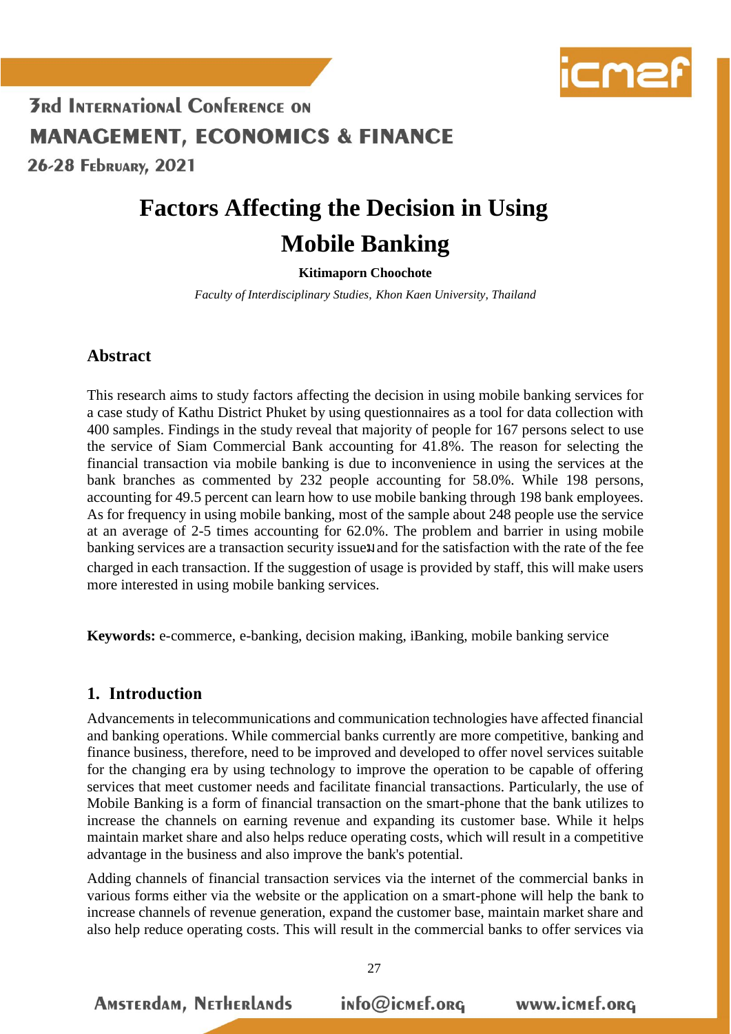# Factors Affecting the Decision in Using Mobile Banking

**Kitimaporn Choochote**

*Faculty of Interdisciplinary Studies, Khon Kaen University, Thailand*

## Abstract

This research aims to study factors affecting the decision in using mobile banking services for a case study of Kathu District Phuket by using questionnaires as a tool for data collection with 400 samples. Findings in the study reveal that majority of people for 167 persons select to use the service of Siam Commercial Bank accounting for 41.8%. The reason for selecting the financial transaction via mobile banking is due to inconvenience in using the services at the bank branches as commented by 232 people accounting for 58.0%. While 198 persons, accounting for 49.5 percent can learn how to use mobile banking through 198 bank employees. As for frequency in using mobile banking, most of the sample about 248 people use the service at an average of 2-5 times accounting for 62.0%. The problem and barrier in using mobile banking services are a transaction security issueน and for the satisfaction with the rate of the fee charged in each transaction. If the suggestion of usage is provided by staff, this will make users more interested in using mobile banking services.

**Keywords:** e-commerce, e-banking, decision making, iBanking, mobile banking service

## 1. Introduction

Advancements in telecommunications and communication technologies have affected financial and banking operations. While commercial banks currently are more competitive, banking and finance business, therefore, need to be improved and developed to offer novel services suitable for the changing era by using technology to improve the operation to be capable of offering services that meet customer needs and facilitate financial transactions. Particularly, the use of Mobile Banking is a form of financial transaction on the smart-phone that the bank utilizes to increase the channels on earning revenue and expanding its customer base. While it helps maintain market share and also helps reduce operating costs, which will result in a competitive advantage in the business and also improve the bank's potential.

Adding channels of financial transaction services via the internet of the commercial banks in various forms either via the website or the application on a smart-phone will help the bank to increase channels of revenue generation, expand the customer base, maintain market share and also help reduce operating costs. This will result in the commercial banks to offer services via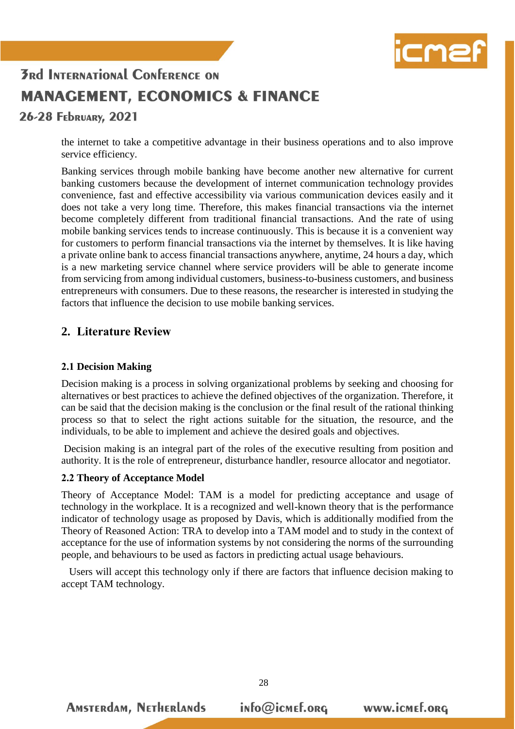the internet to take a competitive advantage in their business operations and to also improve service efficiency.

Banking services through mobile banking have become another new alternative for current banking customers because the development of internet communication technology provides convenience, fast and effective accessibility via various communication devices easily and it does not take a very long time. Therefore, this makes financial transactions via the internet become completely different from traditional financial transactions. And the rate of using mobile banking services tends to increase continuously. This is because it is a convenient way for customers to perform financial transactions via the internet by themselves. It is like having a private online bank to access financial transactions anywhere, anytime, 24 hours a day, which is a new marketing service channel where service providers will be able to generate income from servicing from among individual customers, business-to-business customers, and business entrepreneurs with consumers. Due to these reasons, the researcher is interested in studying the factors that influence the decision to use mobile banking services.

## 2. Literature Review

### 2.1 Decision Making

Decision making is a process in solving organizational problems by seeking and choosing for alternatives or best practices to achieve the defined objectives of the organization. Therefore, it can be said that the decision making is the conclusion or the final result of the rational thinking process so that to select the right actions suitable for the situation, the resource, and the individuals, to be able to implement and achieve the desired goals and objectives.

Decision making is an integral part of the roles of the executive resulting from position and authority. It is the role of entrepreneur, disturbance handler, resource allocator and negotiator.

### 2.2 Theory of Acceptance Model

Theory of Acceptance Model: TAM is a model for predicting acceptance and usage of technology in the workplace. It is a recognized and well-known theory that is the performance indicator of technology usage as proposed by Davis, which is additionally modified from the Theory of Reasoned Action: TRA to develop into a TAM model and to study in the context of acceptance for the use of information systems by not considering the norms of the surrounding people, and behaviours to be used as factors in predicting actual usage behaviours.

Users will accept this technology only if there are factors that influence decision making to accept TAM technology.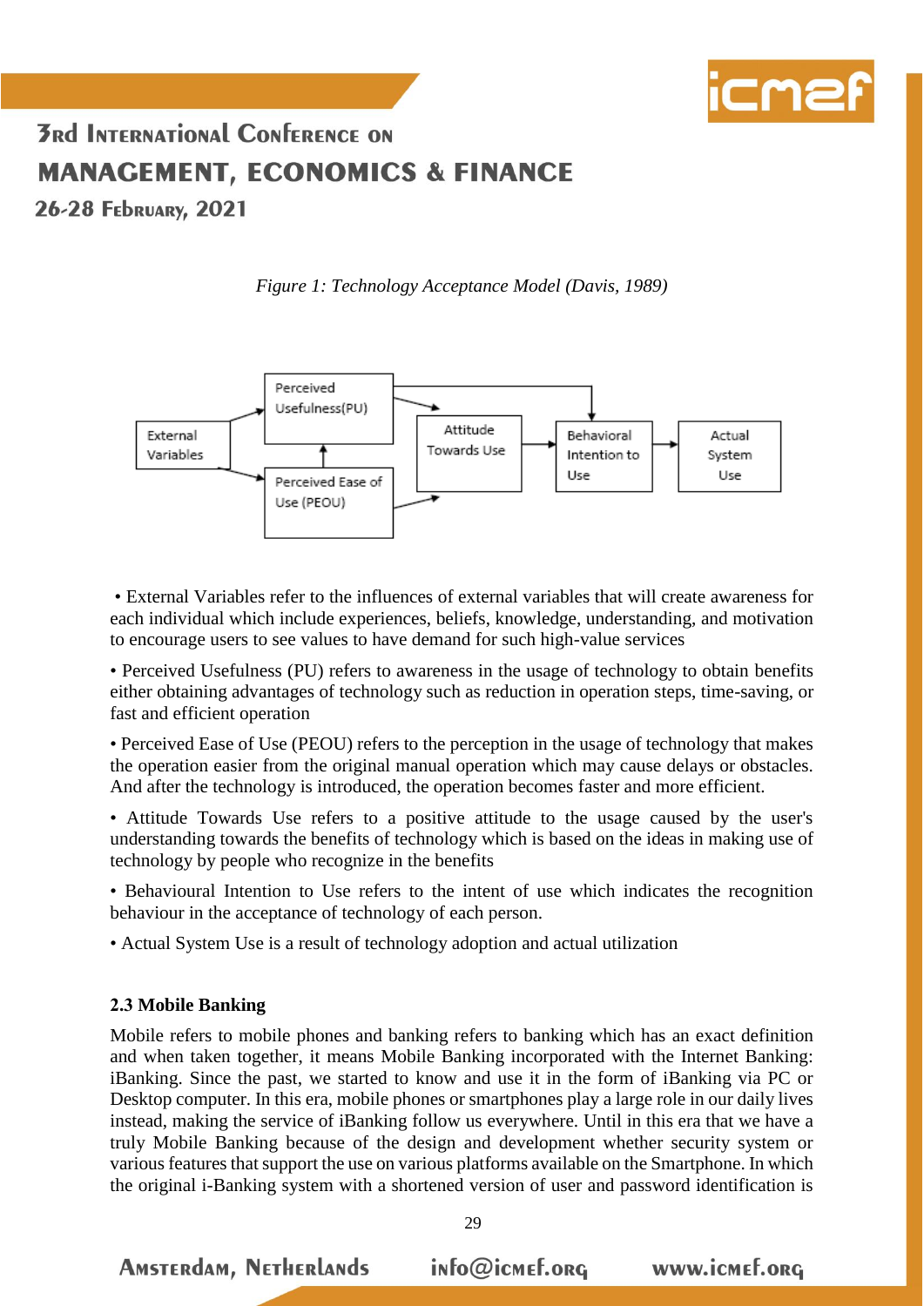*Figure 1: Technology Acceptance Model (Davis, 1989)*

- External Variables refer to the influences of external variables that will create awareness for each individual which include experiences, beliefs, knowledge, understanding, and motivation to encourage users to see values to have demand for such high-value services
- Perceived Usefulness (PU) refers to awareness in the usage of technology to obtain benefits either obtaining advantages of technology such as reduction in operation steps, time-saving, or fast and efficient operation
- Perceived Ease of Use (PEOU) refers to the perception in the usage of technology that makes the operation easier from the original manual operation which may cause delays or obstacles. And after the technology is introduced, the operation becomes faster and more efficient.
- Attitude Towards Use refers to a positive attitude to the usage caused by the user's understanding towards the benefits of technology which is based on the ideas in making use of technology by people who recognize in the benefits
- Behavioural Intention to Use refers to the intent of use which indicates the recognition behaviour in the acceptance of technology of each person.
- Actual System Use is a result of technology adoption and actual utilization

### 2.3 Mobile Banking

Mobile refers to mobile phones and banking refers to banking which has an exact definition and when taken together, it means Mobile Banking incorporated with the Internet Banking: iBanking. Since the past, we started to know and use it in the form of iBanking via PC or Desktop computer. In this era, mobile phones or smartphones play a large role in our daily lives instead, making the service of iBanking follow us everywhere. Until in this era that we have a truly Mobile Banking because of the design and development whether security system or various features that support the use on various platforms available on the Smartphone. In which the original i-Banking system with a shortened version of user and password identification is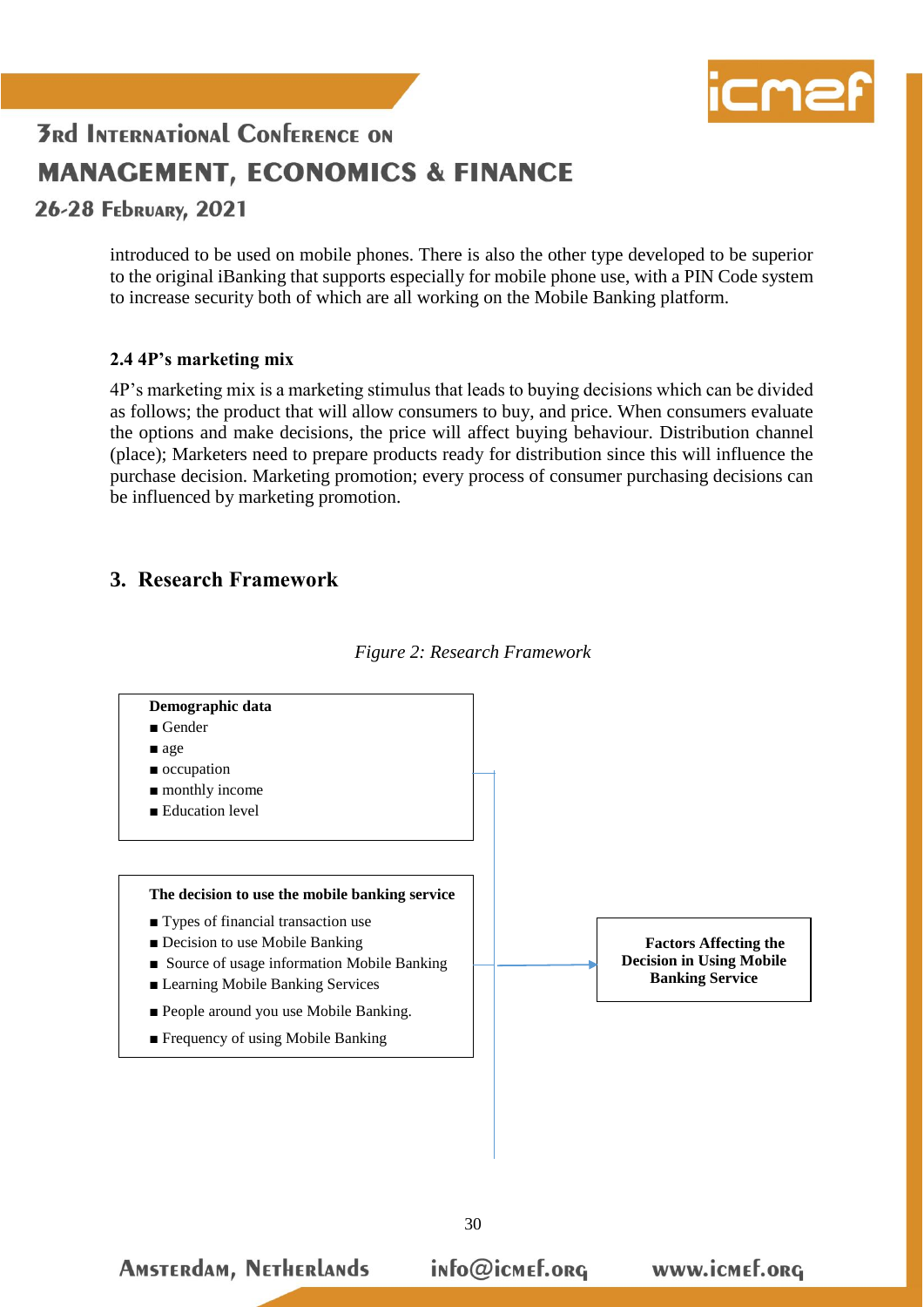introduced to be used on mobile phones. There is also the other type developed to be superior to the original iBanking that supports especially for mobile phone use, with a PIN Code system to increase security both of which are all working on the Mobile Banking platform.

### 2.4 4P's marketing mix

4P's marketing mix is a marketing stimulus that leads to buying decisions which can be divided as follows; the product that will allow consumers to buy, and price. When consumers evaluate the options and make decisions, the price will affect buying behaviour. Distribution channel (place); Marketers need to prepare products ready for distribution since this will influence the purchase decision. Marketing promotion; every process of consumer purchasing decisions can be influenced by marketing promotion.

## 3. Research Framework

*Figure 2: Research Framework*

**Demographic data**
- Gender
- age
- occupation
- monthly income
- Education level

**The decision to use the mobile banking service**
- Types of financial transaction use
- Decision to use Mobile Banking
- Source of usage information Mobile Banking
- Learning Mobile Banking Services
- People around you use Mobile Banking.
- Frequency of using Mobile Banking

→ **Factors Affecting the Decision in Using Mobile Banking Service**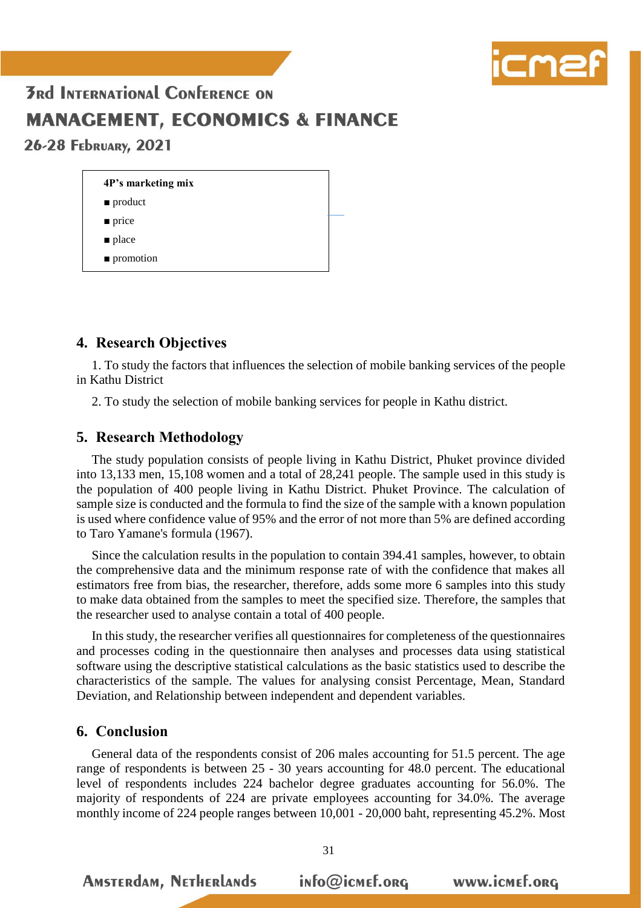**4P's marketing mix**

- product
- price
- place
- promotion

## 4. Research Objectives

1. To study the factors that influences the selection of mobile banking services of the people in Kathu District

2. To study the selection of mobile banking services for people in Kathu district.

## 5. Research Methodology

The study population consists of people living in Kathu District, Phuket province divided into 13,133 men, 15,108 women and a total of 28,241 people. The sample used in this study is the population of 400 people living in Kathu District. Phuket Province. The calculation of sample size is conducted and the formula to find the size of the sample with a known population is used where confidence value of 95% and the error of not more than 5% are defined according to Taro Yamane's formula (1967).

Since the calculation results in the population to contain 394.41 samples, however, to obtain the comprehensive data and the minimum response rate of with the confidence that makes all estimators free from bias, the researcher, therefore, adds some more 6 samples into this study to make data obtained from the samples to meet the specified size. Therefore, the samples that the researcher used to analyse contain a total of 400 people.

In this study, the researcher verifies all questionnaires for completeness of the questionnaires and processes coding in the questionnaire then analyses and processes data using statistical software using the descriptive statistical calculations as the basic statistics used to describe the characteristics of the sample. The values for analysing consist Percentage, Mean, Standard Deviation, and Relationship between independent and dependent variables.

## 6. Conclusion

General data of the respondents consist of 206 males accounting for 51.5 percent. The age range of respondents is between 25 - 30 years accounting for 48.0 percent. The educational level of respondents includes 224 bachelor degree graduates accounting for 56.0%. The majority of respondents of 224 are private employees accounting for 34.0%. The average monthly income of 224 people ranges between 10,001 - 20,000 baht, representing 45.2%. Most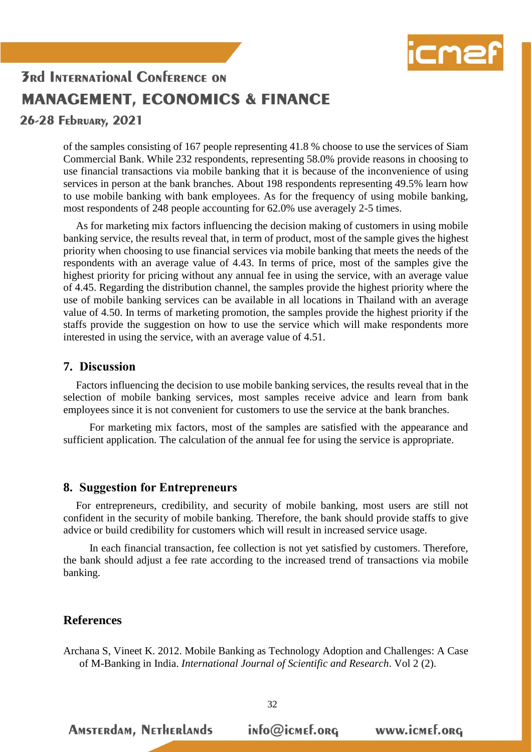of the samples consisting of 167 people representing 41.8 % choose to use the services of Siam Commercial Bank. While 232 respondents, representing 58.0% provide reasons in choosing to use financial transactions via mobile banking that it is because of the inconvenience of using services in person at the bank branches. About 198 respondents representing 49.5% learn how to use mobile banking with bank employees. As for the frequency of using mobile banking, most respondents of 248 people accounting for 62.0% use averagely 2-5 times.

As for marketing mix factors influencing the decision making of customers in using mobile banking service, the results reveal that, in term of product, most of the sample gives the highest priority when choosing to use financial services via mobile banking that meets the needs of the respondents with an average value of 4.43. In terms of price, most of the samples give the highest priority for pricing without any annual fee in using the service, with an average value of 4.45. Regarding the distribution channel, the samples provide the highest priority where the use of mobile banking services can be available in all locations in Thailand with an average value of 4.50. In terms of marketing promotion, the samples provide the highest priority if the staffs provide the suggestion on how to use the service which will make respondents more interested in using the service, with an average value of 4.51.

## 7. Discussion

Factors influencing the decision to use mobile banking services, the results reveal that in the selection of mobile banking services, most samples receive advice and learn from bank employees since it is not convenient for customers to use the service at the bank branches.

For marketing mix factors, most of the samples are satisfied with the appearance and sufficient application. The calculation of the annual fee for using the service is appropriate.

## 8. Suggestion for Entrepreneurs

For entrepreneurs, credibility, and security of mobile banking, most users are still not confident in the security of mobile banking. Therefore, the bank should provide staffs to give advice or build credibility for customers which will result in increased service usage.

In each financial transaction, fee collection is not yet satisfied by customers. Therefore, the bank should adjust a fee rate according to the increased trend of transactions via mobile banking.

## References

Archana S, Vineet K. 2012. Mobile Banking as Technology Adoption and Challenges: A Case of M-Banking in India. *International Journal of Scientific and Research*. Vol 2 (2).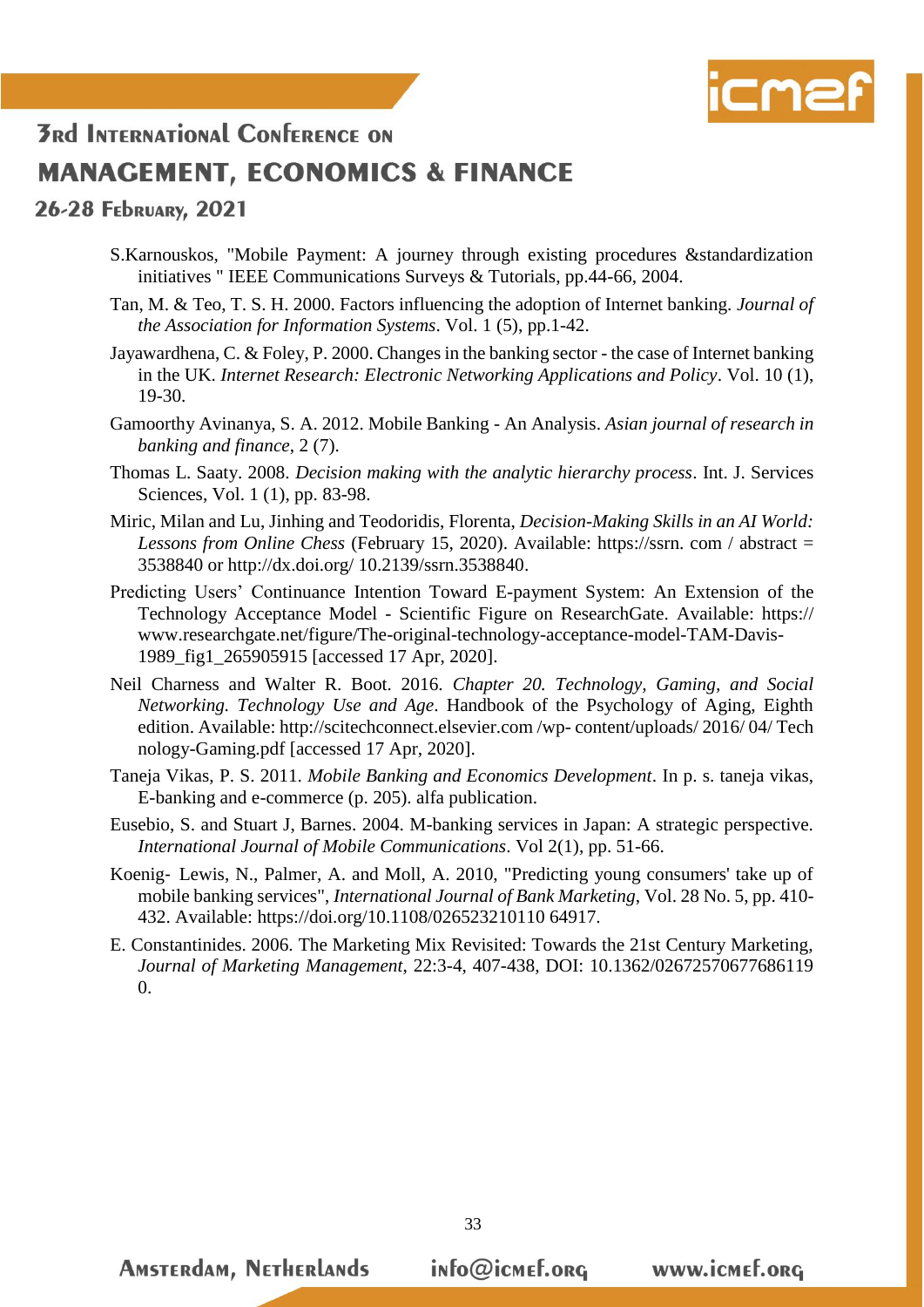S.Karnouskos, "Mobile Payment: A journey through existing procedures &standardization initiatives " IEEE Communications Surveys & Tutorials, pp.44-66, 2004.

Tan, M. & Teo, T. S. H. 2000. Factors influencing the adoption of Internet banking. *Journal of the Association for Information Systems*. Vol. 1 (5), pp.1-42.

Jayawardhena, C. & Foley, P. 2000. Changes in the banking sector - the case of Internet banking in the UK. *Internet Research: Electronic Networking Applications and Policy*. Vol. 10 (1), 19-30.

Gamoorthy Avinanya, S. A. 2012. Mobile Banking - An Analysis. *Asian journal of research in banking and finance*, 2 (7).

Thomas L. Saaty. 2008. *Decision making with the analytic hierarchy process*. Int. J. Services Sciences, Vol. 1 (1), pp. 83-98.

Miric, Milan and Lu, Jinhing and Teodoridis, Florenta, *Decision-Making Skills in an AI World: Lessons from Online Chess* (February 15, 2020). Available: https://ssrn. com / abstract = 3538840 or http://dx.doi.org/ 10.2139/ssrn.3538840.

Predicting Users' Continuance Intention Toward E-payment System: An Extension of the Technology Acceptance Model - Scientific Figure on ResearchGate. Available: https:// www.researchgate.net/figure/The-original-technology-acceptance-model-TAM-Davis-1989_fig1_265905915 [accessed 17 Apr, 2020].

Neil Charness and Walter R. Boot. 2016. *Chapter 20. Technology, Gaming, and Social Networking. Technology Use and Age*. Handbook of the Psychology of Aging, Eighth edition. Available: http://scitechconnect.elsevier.com /wp- content/uploads/ 2016/ 04/ Tech nology-Gaming.pdf [accessed 17 Apr, 2020].

Taneja Vikas, P. S. 2011. *Mobile Banking and Economics Development*. In p. s. taneja vikas, E-banking and e-commerce (p. 205). alfa publication.

Eusebio, S. and Stuart J, Barnes. 2004. M-banking services in Japan: A strategic perspective. *International Journal of Mobile Communications*. Vol 2(1), pp. 51-66.

Koenig- Lewis, N., Palmer, A. and Moll, A. 2010, "Predicting young consumers' take up of mobile banking services", *International Journal of Bank Marketing*, Vol. 28 No. 5, pp. 410-432. Available: https://doi.org/10.1108/026523210110 64917.

E. Constantinides. 2006. The Marketing Mix Revisited: Towards the 21st Century Marketing, *Journal of Marketing Management*, 22:3-4, 407-438, DOI: 10.1362/02672570677686119 0.